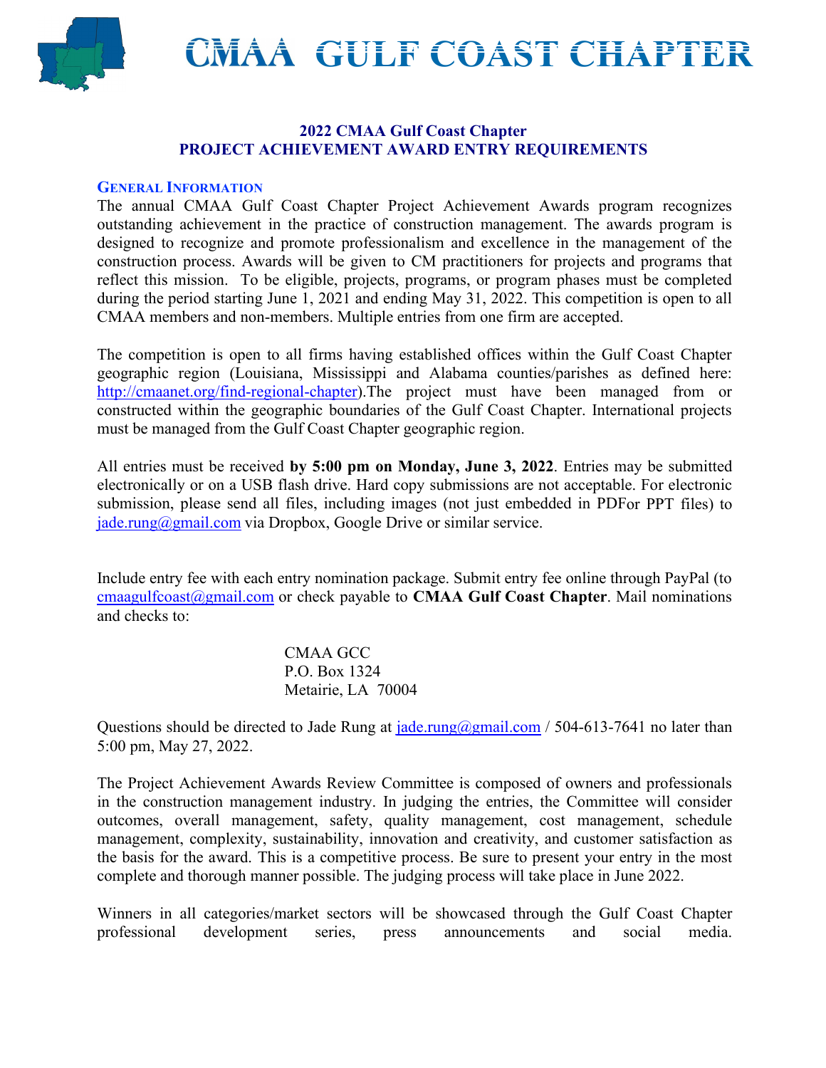# CMAA GULF COAST CHAPTER

## 2022 CMAA Gulf Coast Chapter
## PROJECT ACHIEVEMENT AWARD ENTRY REQUIREMENTS

### GENERAL INFORMATION

The annual CMAA Gulf Coast Chapter Project Achievement Awards program recognizes outstanding achievement in the practice of construction management. The awards program is designed to recognize and promote professionalism and excellence in the management of the construction process. Awards will be given to CM practitioners for projects and programs that reflect this mission. To be eligible, projects, programs, or program phases must be completed during the period starting June 1, 2021 and ending May 31, 2022. This competition is open to all CMAA members and non-members. Multiple entries from one firm are accepted.

The competition is open to all firms having established offices within the Gulf Coast Chapter geographic region (Louisiana, Mississippi and Alabama counties/parishes as defined here: [http://cmaanet.org/find-regional-chapter](http://cmaanet.org/find-regional-chapter)).The project must have been managed from or constructed within the geographic boundaries of the Gulf Coast Chapter. International projects must be managed from the Gulf Coast Chapter geographic region.

All entries must be received **by 5:00 pm on Monday, June 3, 2022**. Entries may be submitted electronically or on a USB flash drive. Hard copy submissions are not acceptable. For electronic submission, please send all files, including images (not just embedded in PDFor PPT files) to [jade.rung@gmail.com](mailto:jade.rung@gmail.com) via Dropbox, Google Drive or similar service.

Include entry fee with each entry nomination package. Submit entry fee online through PayPal (to [cmaagulfcoast@gmail.com](mailto:cmaagulfcoast@gmail.com) or check payable to **CMAA Gulf Coast Chapter**. Mail nominations and checks to:

CMAA GCC
P.O. Box 1324
Metairie, LA 70004

Questions should be directed to Jade Rung at [jade.rung@gmail.com](mailto:jade.rung@gmail.com) / 504-613-7641 no later than 5:00 pm, May 27, 2022.

The Project Achievement Awards Review Committee is composed of owners and professionals in the construction management industry. In judging the entries, the Committee will consider outcomes, overall management, safety, quality management, cost management, schedule management, complexity, sustainability, innovation and creativity, and customer satisfaction as the basis for the award. This is a competitive process. Be sure to present your entry in the most complete and thorough manner possible. The judging process will take place in June 2022.

Winners in all categories/market sectors will be showcased through the Gulf Coast Chapter professional development series, press announcements and social media.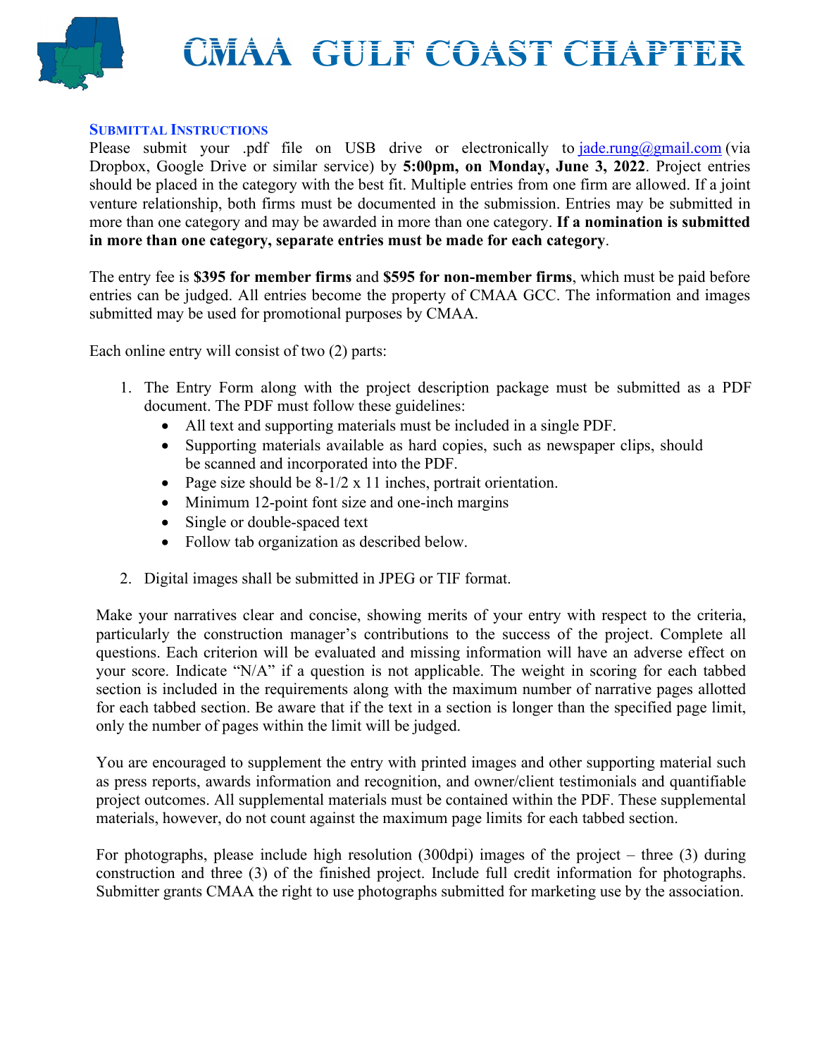# CMAA GULF COAST CHAPTER

### SUBMITTAL INSTRUCTIONS

Please submit your .pdf file on USB drive or electronically to jade.rung@gmail.com (via Dropbox, Google Drive or similar service) by **5:00pm, on Monday, June 3, 2022**. Project entries should be placed in the category with the best fit. Multiple entries from one firm are allowed. If a joint venture relationship, both firms must be documented in the submission. Entries may be submitted in more than one category and may be awarded in more than one category. **If a nomination is submitted in more than one category, separate entries must be made for each category**.

The entry fee is **$395 for member firms** and **$595 for non-member firms**, which must be paid before entries can be judged. All entries become the property of CMAA GCC. The information and images submitted may be used for promotional purposes by CMAA.

Each online entry will consist of two (2) parts:

1. The Entry Form along with the project description package must be submitted as a PDF document. The PDF must follow these guidelines:
   - All text and supporting materials must be included in a single PDF.
   - Supporting materials available as hard copies, such as newspaper clips, should be scanned and incorporated into the PDF.
   - Page size should be 8-1/2 x 11 inches, portrait orientation.
   - Minimum 12-point font size and one-inch margins
   - Single or double-spaced text
   - Follow tab organization as described below.
2. Digital images shall be submitted in JPEG or TIF format.

Make your narratives clear and concise, showing merits of your entry with respect to the criteria, particularly the construction manager's contributions to the success of the project. Complete all questions. Each criterion will be evaluated and missing information will have an adverse effect on your score. Indicate "N/A" if a question is not applicable. The weight in scoring for each tabbed section is included in the requirements along with the maximum number of narrative pages allotted for each tabbed section. Be aware that if the text in a section is longer than the specified page limit, only the number of pages within the limit will be judged.

You are encouraged to supplement the entry with printed images and other supporting material such as press reports, awards information and recognition, and owner/client testimonials and quantifiable project outcomes. All supplemental materials must be contained within the PDF. These supplemental materials, however, do not count against the maximum page limits for each tabbed section.

For photographs, please include high resolution (300dpi) images of the project – three (3) during construction and three (3) of the finished project. Include full credit information for photographs. Submitter grants CMAA the right to use photographs submitted for marketing use by the association.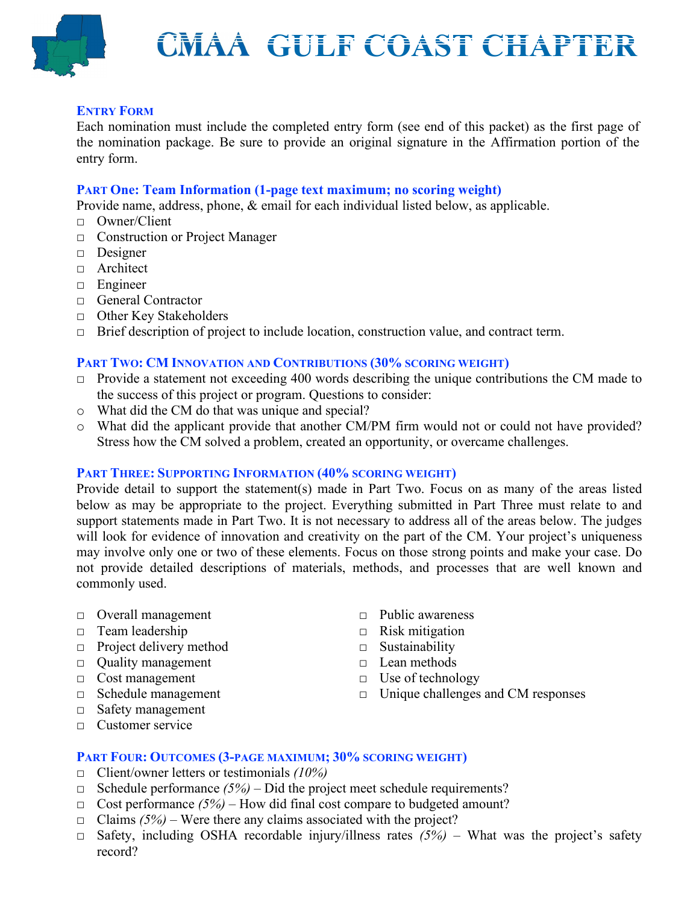# CMAA GULF COAST CHAPTER

### ENTRY FORM

Each nomination must include the completed entry form (see end of this packet) as the first page of the nomination package. Be sure to provide an original signature in the Affirmation portion of the entry form.

### PART One: Team Information (1-page text maximum; no scoring weight)

Provide name, address, phone, & email for each individual listed below, as applicable.

- □ Owner/Client
- □ Construction or Project Manager
- □ Designer
- □ Architect
- □ Engineer
- □ General Contractor
- □ Other Key Stakeholders
- □ Brief description of project to include location, construction value, and contract term.

### PART TWO: CM INNOVATION AND CONTRIBUTIONS (30% SCORING WEIGHT)

- □ Provide a statement not exceeding 400 words describing the unique contributions the CM made to the success of this project or program. Questions to consider:
- o What did the CM do that was unique and special?
- o What did the applicant provide that another CM/PM firm would not or could not have provided? Stress how the CM solved a problem, created an opportunity, or overcame challenges.

### PART THREE: SUPPORTING INFORMATION (40% SCORING WEIGHT)

Provide detail to support the statement(s) made in Part Two. Focus on as many of the areas listed below as may be appropriate to the project. Everything submitted in Part Three must relate to and support statements made in Part Two. It is not necessary to address all of the areas below. The judges will look for evidence of innovation and creativity on the part of the CM. Your project's uniqueness may involve only one or two of these elements. Focus on those strong points and make your case. Do not provide detailed descriptions of materials, methods, and processes that are well known and commonly used.

- □ Overall management
- □ Team leadership
- □ Project delivery method
- □ Quality management
- □ Cost management
- □ Schedule management
- □ Safety management
- □ Customer service
- □ Public awareness
- □ Risk mitigation
- □ Sustainability
- □ Lean methods
- □ Use of technology
- □ Unique challenges and CM responses

### PART FOUR: OUTCOMES (3-PAGE MAXIMUM; 30% SCORING WEIGHT)

- □ Client/owner letters or testimonials *(10%)*
- □ Schedule performance *(5%)* – Did the project meet schedule requirements?
- □ Cost performance *(5%)* – How did final cost compare to budgeted amount?
- □ Claims *(5%)* – Were there any claims associated with the project?
- □ Safety, including OSHA recordable injury/illness rates *(5%)* – What was the project's safety record?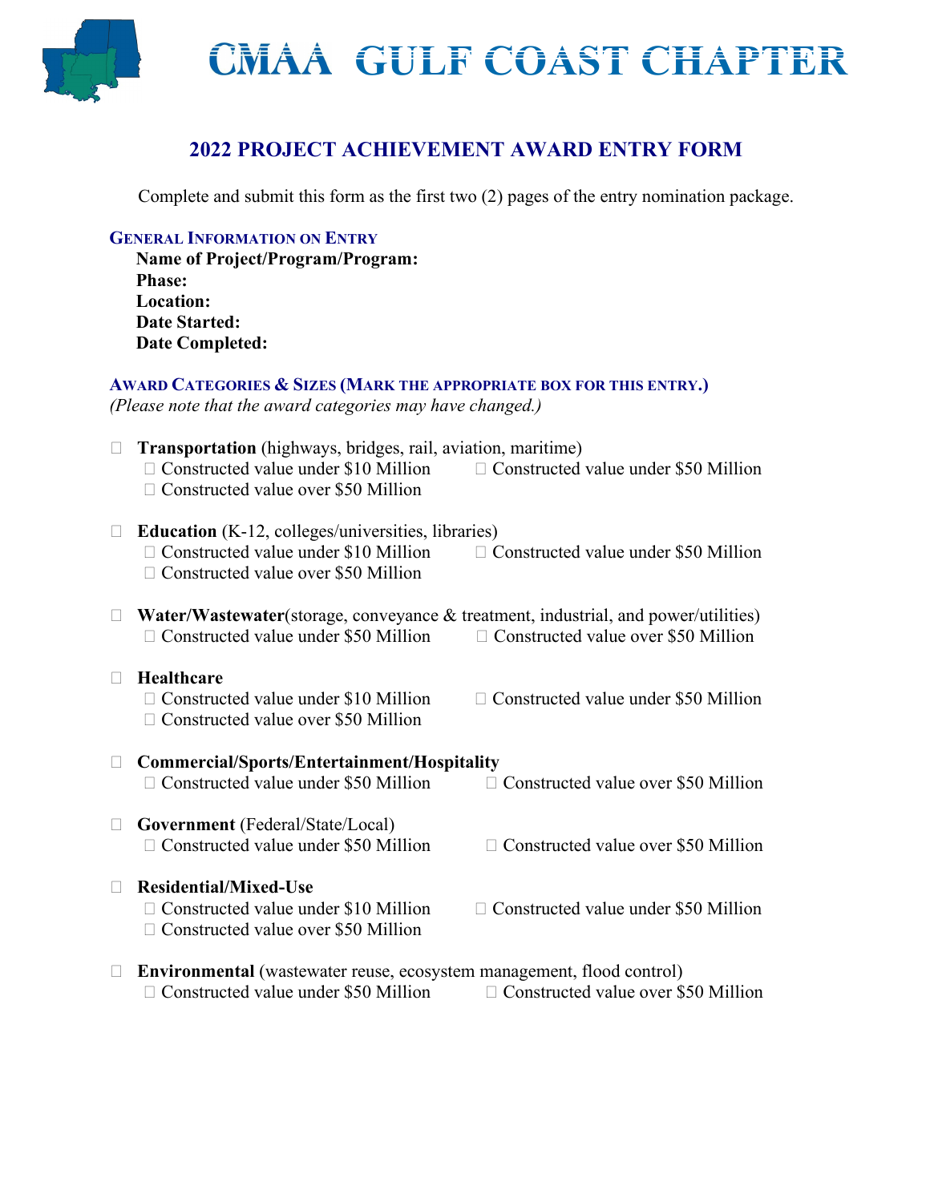# CMAA GULF COAST CHAPTER

## 2022 PROJECT ACHIEVEMENT AWARD ENTRY FORM

Complete and submit this form as the first two (2) pages of the entry nomination package.

### General Information on Entry

**Name of Project/Program/Program:**
**Phase:**
**Location:**
**Date Started:**
**Date Completed:**

### Award Categories & Sizes (Mark the appropriate box for this entry.)

*(Please note that the award categories may have changed.)*

- ☐ **Transportation** (highways, bridges, rail, aviation, maritime)
  - ☐ Constructed value under $10 Million
  - ☐ Constructed value under $50 Million
  - ☐ Constructed value over $50 Million

- ☐ **Education** (K-12, colleges/universities, libraries)
  - ☐ Constructed value under $10 Million
  - ☐ Constructed value under $50 Million
  - ☐ Constructed value over $50 Million

- ☐ **Water/Wastewater**(storage, conveyance & treatment, industrial, and power/utilities)
  - ☐ Constructed value under $50 Million
  - ☐ Constructed value over $50 Million

- ☐ **Healthcare**
  - ☐ Constructed value under $10 Million
  - ☐ Constructed value under $50 Million
  - ☐ Constructed value over $50 Million

- ☐ **Commercial/Sports/Entertainment/Hospitality**
  - ☐ Constructed value under $50 Million
  - ☐ Constructed value over $50 Million

- ☐ **Government** (Federal/State/Local)
  - ☐ Constructed value under $50 Million
  - ☐ Constructed value over $50 Million

- ☐ **Residential/Mixed-Use**
  - ☐ Constructed value under $10 Million
  - ☐ Constructed value under $50 Million
  - ☐ Constructed value over $50 Million

- ☐ **Environmental** (wastewater reuse, ecosystem management, flood control)
  - ☐ Constructed value under $50 Million
  - ☐ Constructed value over $50 Million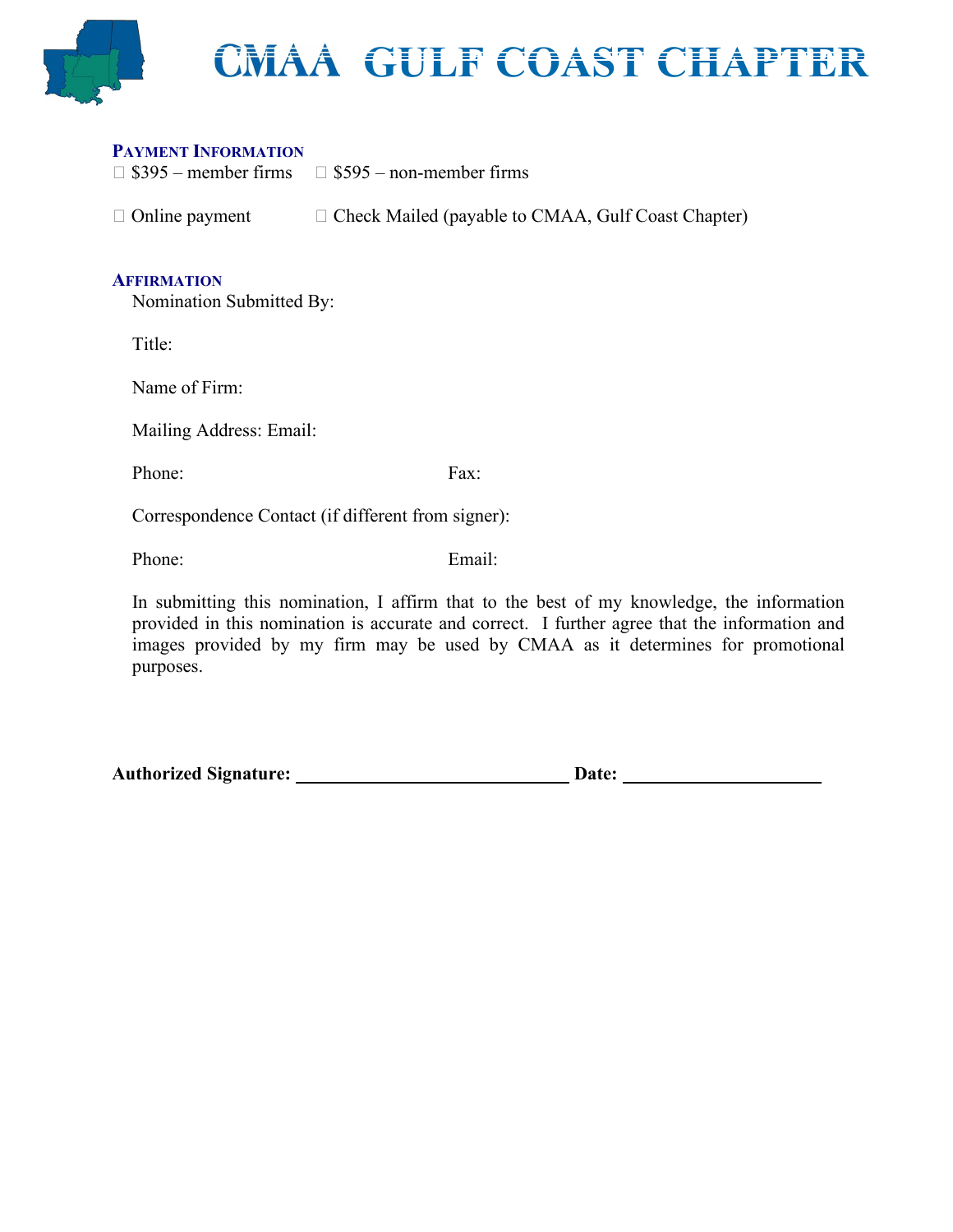# CMAA GULF COAST CHAPTER

### Payment Information

☐ $395 – member firms ☐ $595 – non-member firms

☐ Online payment ☐ Check Mailed (payable to CMAA, Gulf Coast Chapter)

### Affirmation

Nomination Submitted By:

Title:

Name of Firm:

Mailing Address: Email:

Phone: Fax:

Correspondence Contact (if different from signer):

Phone: Email:

In submitting this nomination, I affirm that to the best of my knowledge, the information provided in this nomination is accurate and correct. I further agree that the information and images provided by my firm may be used by CMAA as it determines for promotional purposes.

**Authorized Signature:** ______________________________ **Date:** ______________________